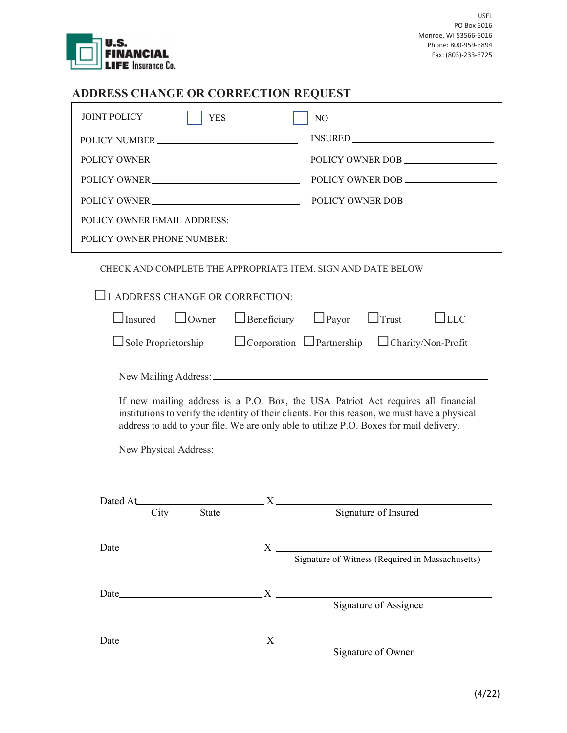U.S. FINANCIAL LIFE Insurance Co.

USFL
PO Box 3016
Monroe, WI 53566-3016
Phone: 800-959-3894
Fax: (803)-233-3725

# ADDRESS CHANGE OR CORRECTION REQUEST

JOINT POLICY ☐ YES ☐ NO

POLICY NUMBER ____________________ INSURED ____________________

POLICY OWNER ____________________ POLICY OWNER DOB ____________________

POLICY OWNER ____________________ POLICY OWNER DOB ____________________

POLICY OWNER ____________________ POLICY OWNER DOB ____________________

POLICY OWNER EMAIL ADDRESS: ____________________

POLICY OWNER PHONE NUMBER: ____________________

CHECK AND COMPLETE THE APPROPRIATE ITEM. SIGN AND DATE BELOW

☐ 1 ADDRESS CHANGE OR CORRECTION:

☐ Insured ☐ Owner ☐ Beneficiary ☐ Payor ☐ Trust ☐ LLC

☐ Sole Proprietorship ☐ Corporation ☐ Partnership ☐ Charity/Non-Profit

New Mailing Address: ____________________

If new mailing address is a P.O. Box, the USA Patriot Act requires all financial institutions to verify the identity of their clients. For this reason, we must have a physical address to add to your file. We are only able to utilize P.O. Boxes for mail delivery.

New Physical Address: ____________________

Dated At ____________________ X ____________________
City State Signature of Insured

Date ____________________ X ____________________
Signature of Witness (Required in Massachusetts)

Date ____________________ X ____________________
Signature of Assignee

Date ____________________ X ____________________
Signature of Owner

(4/22)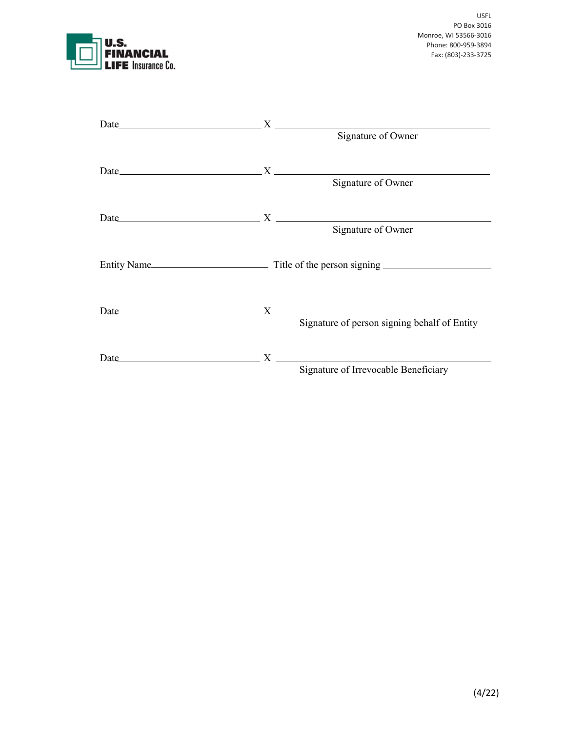USFL
PO Box 3016
Monroe, WI 53566-3016
Phone: 800-959-3894
Fax: (803)-233-3725

Date\_\_\_\_\_\_\_\_\_\_\_\_\_\_\_\_\_\_\_\_\_\_\_\_\_\_ X \_\_\_\_\_\_\_\_\_\_\_\_\_\_\_\_\_\_\_\_\_\_\_\_\_\_\_\_\_\_\_\_\_\_\_\_\_\_\_\_
Signature of Owner

Date\_\_\_\_\_\_\_\_\_\_\_\_\_\_\_\_\_\_\_\_\_\_\_\_\_\_ X \_\_\_\_\_\_\_\_\_\_\_\_\_\_\_\_\_\_\_\_\_\_\_\_\_\_\_\_\_\_\_\_\_\_\_\_\_\_\_\_
Signature of Owner

Date\_\_\_\_\_\_\_\_\_\_\_\_\_\_\_\_\_\_\_\_\_\_\_\_\_\_ X \_\_\_\_\_\_\_\_\_\_\_\_\_\_\_\_\_\_\_\_\_\_\_\_\_\_\_\_\_\_\_\_\_\_\_\_\_\_\_\_
Signature of Owner

Entity Name\_\_\_\_\_\_\_\_\_\_\_\_\_\_\_\_\_\_\_\_\_\_ Title of the person signing \_\_\_\_\_\_\_\_\_\_\_\_\_\_\_\_\_\_\_\_

Date\_\_\_\_\_\_\_\_\_\_\_\_\_\_\_\_\_\_\_\_\_\_\_\_\_\_ X \_\_\_\_\_\_\_\_\_\_\_\_\_\_\_\_\_\_\_\_\_\_\_\_\_\_\_\_\_\_\_\_\_\_\_\_\_\_\_\_
Signature of person signing behalf of Entity

Date\_\_\_\_\_\_\_\_\_\_\_\_\_\_\_\_\_\_\_\_\_\_\_\_\_\_ X \_\_\_\_\_\_\_\_\_\_\_\_\_\_\_\_\_\_\_\_\_\_\_\_\_\_\_\_\_\_\_\_\_\_\_\_\_\_\_\_
Signature of Irrevocable Beneficiary

(4/22)